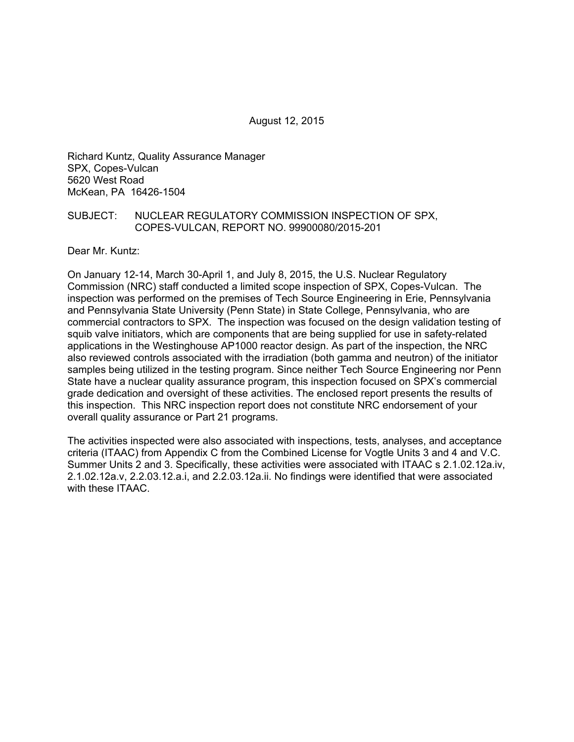August 12, 2015

Richard Kuntz, Quality Assurance Manager
SPX, Copes-Vulcan
5620 West Road
McKean, PA 16426-1504

SUBJECT: NUCLEAR REGULATORY COMMISSION INSPECTION OF SPX, COPES-VULCAN, REPORT NO. 99900080/2015-201

Dear Mr. Kuntz:

On January 12-14, March 30-April 1, and July 8, 2015, the U.S. Nuclear Regulatory Commission (NRC) staff conducted a limited scope inspection of SPX, Copes-Vulcan. The inspection was performed on the premises of Tech Source Engineering in Erie, Pennsylvania and Pennsylvania State University (Penn State) in State College, Pennsylvania, who are commercial contractors to SPX. The inspection was focused on the design validation testing of squib valve initiators, which are components that are being supplied for use in safety-related applications in the Westinghouse AP1000 reactor design. As part of the inspection, the NRC also reviewed controls associated with the irradiation (both gamma and neutron) of the initiator samples being utilized in the testing program. Since neither Tech Source Engineering nor Penn State have a nuclear quality assurance program, this inspection focused on SPX's commercial grade dedication and oversight of these activities. The enclosed report presents the results of this inspection. This NRC inspection report does not constitute NRC endorsement of your overall quality assurance or Part 21 programs.

The activities inspected were also associated with inspections, tests, analyses, and acceptance criteria (ITAAC) from Appendix C from the Combined License for Vogtle Units 3 and 4 and V.C. Summer Units 2 and 3. Specifically, these activities were associated with ITAAC s 2.1.02.12a.iv, 2.1.02.12a.v, 2.2.03.12.a.i, and 2.2.03.12a.ii. No findings were identified that were associated with these ITAAC.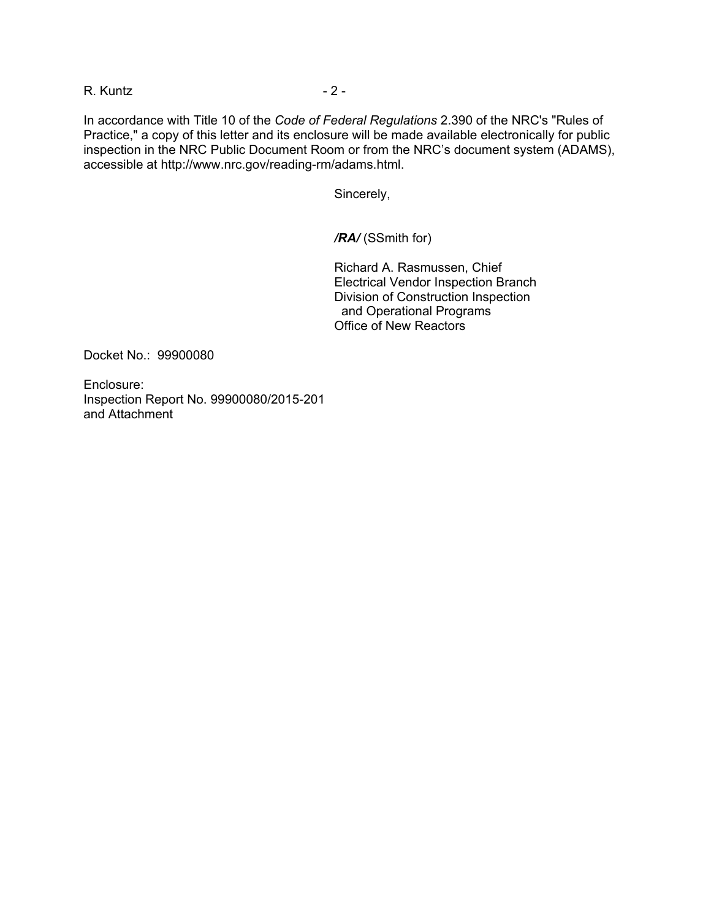In accordance with Title 10 of the *Code of Federal Regulations* 2.390 of the NRC's "Rules of Practice," a copy of this letter and its enclosure will be made available electronically for public inspection in the NRC Public Document Room or from the NRC's document system (ADAMS), accessible at http://www.nrc.gov/reading-rm/adams.html.

Sincerely,

***/RA/*** (SSmith for)

Richard A. Rasmussen, Chief
Electrical Vendor Inspection Branch
Division of Construction Inspection
and Operational Programs
Office of New Reactors

Docket No.: 99900080

Enclosure:
Inspection Report No. 99900080/2015-201
and Attachment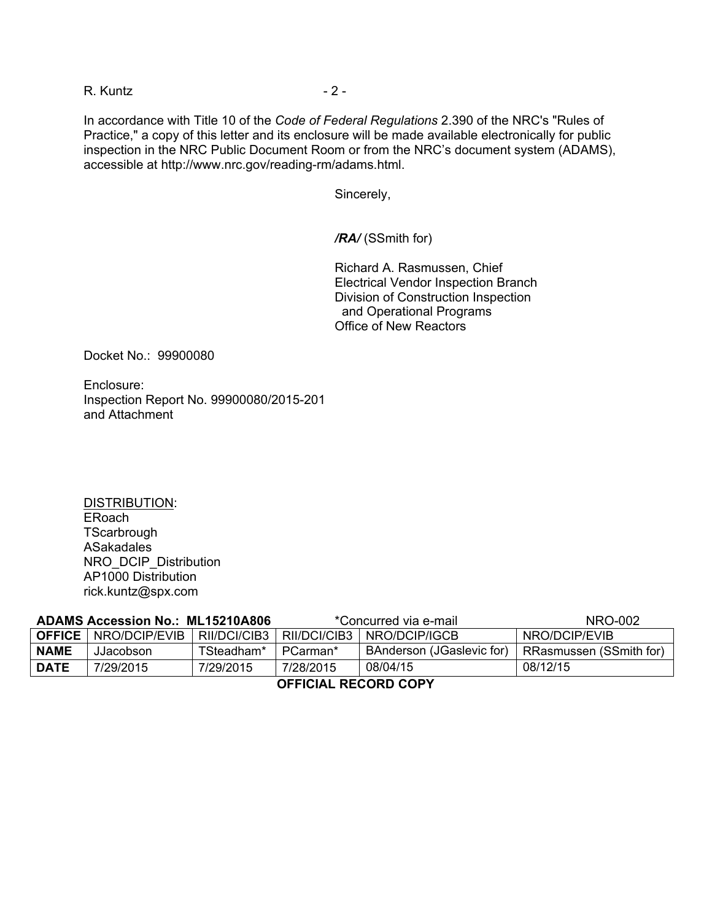In accordance with Title 10 of the *Code of Federal Regulations* 2.390 of the NRC's "Rules of Practice," a copy of this letter and its enclosure will be made available electronically for public inspection in the NRC Public Document Room or from the NRC's document system (ADAMS), accessible at http://www.nrc.gov/reading-rm/adams.html.

Sincerely,

***/RA/*** (SSmith for)

Richard A. Rasmussen, Chief
Electrical Vendor Inspection Branch
Division of Construction Inspection
and Operational Programs
Office of New Reactors

Docket No.: 99900080

Enclosure:
Inspection Report No. 99900080/2015-201
and Attachment

<u>DISTRIBUTION</u>:
ERoach
TScarbrough
ASakadales
NRO_DCIP_Distribution
AP1000 Distribution
rick.kuntz@spx.com

**ADAMS Accession No.: ML15210A806** *Concurred via e-mail NRO-002

| **OFFICE** | NRO/DCIP/EVIB | RII/DCI/CIB3 | RII/DCI/CIB3 | NRO/DCIP/IGCB | NRO/DCIP/EVIB |
|---|---|---|---|---|---|
| **NAME** | JJacobson | TSteadham* | PCarman* | BAnderson (JGaslevic for) | RRasmussen (SSmith for) |
| **DATE** | 7/29/2015 | 7/29/2015 | 7/28/2015 | 08/04/15 | 08/12/15 |

**OFFICIAL RECORD COPY**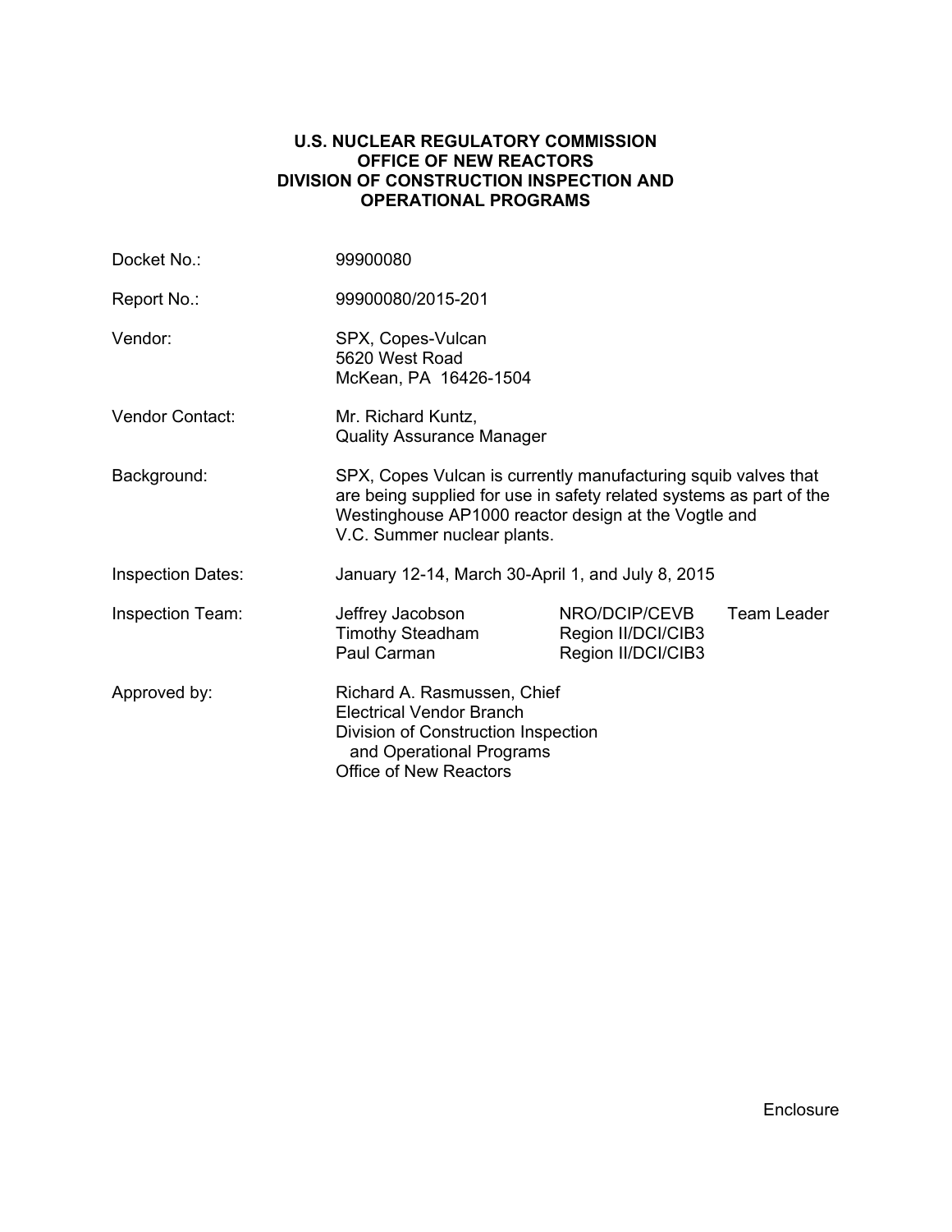**U.S. NUCLEAR REGULATORY COMMISSION**
**OFFICE OF NEW REACTORS**
**DIVISION OF CONSTRUCTION INSPECTION AND OPERATIONAL PROGRAMS**

| | | | |
|---|---|---|---|
| Docket No.: | 99900080 | | |
| Report No.: | 99900080/2015-201 | | |
| Vendor: | SPX, Copes-Vulcan<br>5620 West Road<br>McKean, PA 16426-1504 | | |
| Vendor Contact: | Mr. Richard Kuntz,<br>Quality Assurance Manager | | |
| Background: | SPX, Copes Vulcan is currently manufacturing squib valves that are being supplied for use in safety related systems as part of the Westinghouse AP1000 reactor design at the Vogtle and V.C. Summer nuclear plants. | | |
| Inspection Dates: | January 12-14, March 30-April 1, and July 8, 2015 | | |
| Inspection Team: | Jeffrey Jacobson | NRO/DCIP/CEVB | Team Leader |
| | Timothy Steadham | Region II/DCI/CIB3 | |
| | Paul Carman | Region II/DCI/CIB3 | |
| Approved by: | Richard A. Rasmussen, Chief<br>Electrical Vendor Branch<br>Division of Construction Inspection and Operational Programs<br>Office of New Reactors | | |

Enclosure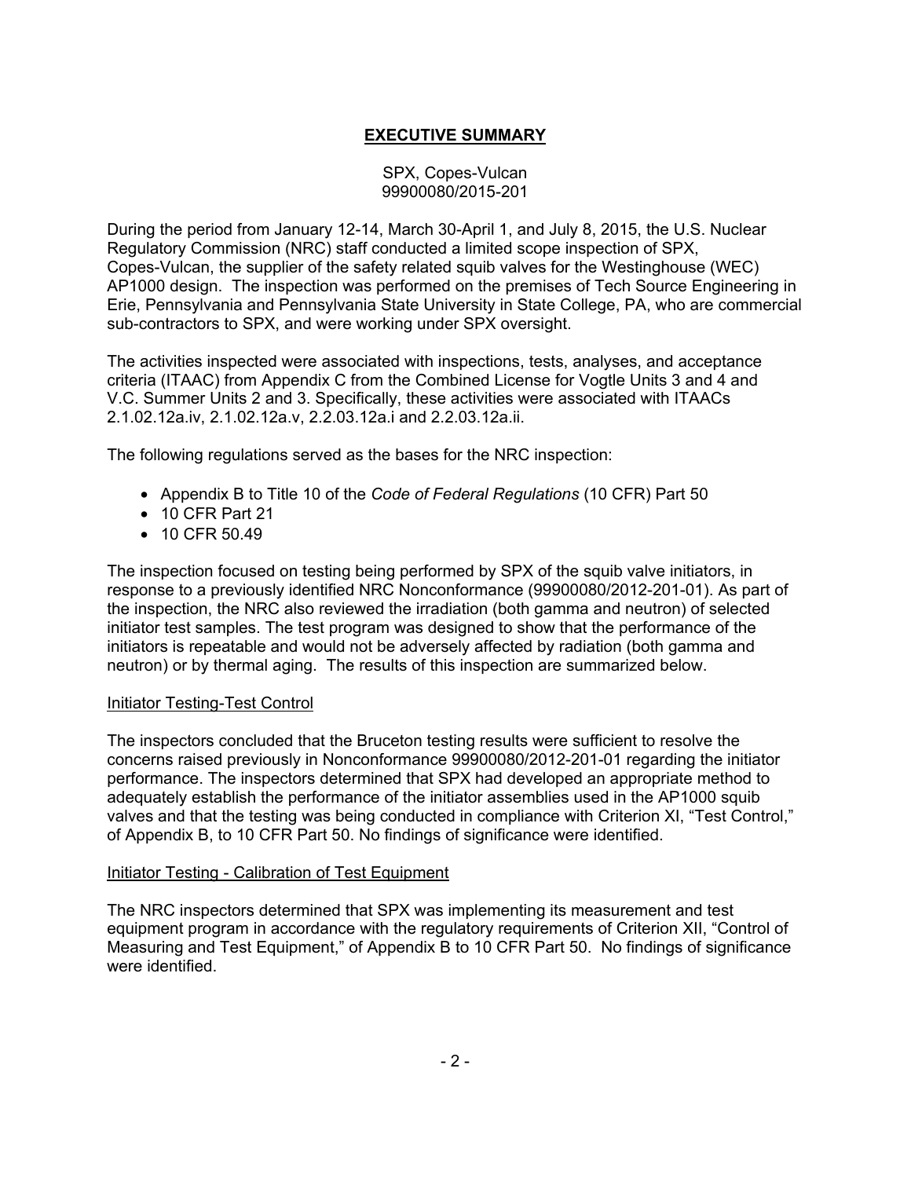# EXECUTIVE SUMMARY

SPX, Copes-Vulcan
99900080/2015-201

During the period from January 12-14, March 30-April 1, and July 8, 2015, the U.S. Nuclear Regulatory Commission (NRC) staff conducted a limited scope inspection of SPX, Copes-Vulcan, the supplier of the safety related squib valves for the Westinghouse (WEC) AP1000 design. The inspection was performed on the premises of Tech Source Engineering in Erie, Pennsylvania and Pennsylvania State University in State College, PA, who are commercial sub-contractors to SPX, and were working under SPX oversight.

The activities inspected were associated with inspections, tests, analyses, and acceptance criteria (ITAAC) from Appendix C from the Combined License for Vogtle Units 3 and 4 and V.C. Summer Units 2 and 3. Specifically, these activities were associated with ITAACs 2.1.02.12a.iv, 2.1.02.12a.v, 2.2.03.12a.i and 2.2.03.12a.ii.

The following regulations served as the bases for the NRC inspection:

- Appendix B to Title 10 of the *Code of Federal Regulations* (10 CFR) Part 50
- 10 CFR Part 21
- 10 CFR 50.49

The inspection focused on testing being performed by SPX of the squib valve initiators, in response to a previously identified NRC Nonconformance (99900080/2012-201-01). As part of the inspection, the NRC also reviewed the irradiation (both gamma and neutron) of selected initiator test samples. The test program was designed to show that the performance of the initiators is repeatable and would not be adversely affected by radiation (both gamma and neutron) or by thermal aging. The results of this inspection are summarized below.

Initiator Testing-Test Control

The inspectors concluded that the Bruceton testing results were sufficient to resolve the concerns raised previously in Nonconformance 99900080/2012-201-01 regarding the initiator performance. The inspectors determined that SPX had developed an appropriate method to adequately establish the performance of the initiator assemblies used in the AP1000 squib valves and that the testing was being conducted in compliance with Criterion XI, "Test Control," of Appendix B, to 10 CFR Part 50. No findings of significance were identified.

Initiator Testing - Calibration of Test Equipment

The NRC inspectors determined that SPX was implementing its measurement and test equipment program in accordance with the regulatory requirements of Criterion XII, "Control of Measuring and Test Equipment," of Appendix B to 10 CFR Part 50. No findings of significance were identified.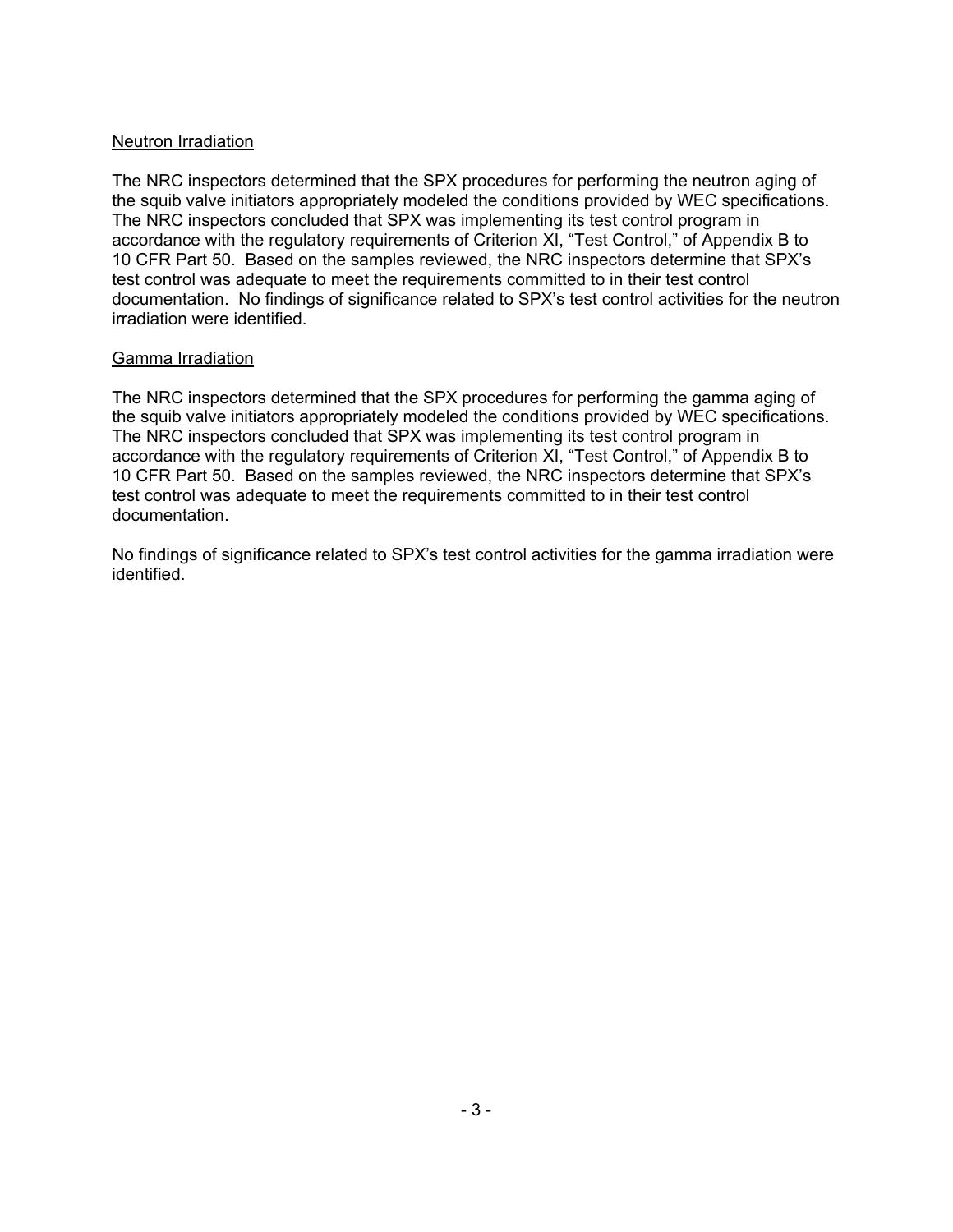<u>Neutron Irradiation</u>

The NRC inspectors determined that the SPX procedures for performing the neutron aging of the squib valve initiators appropriately modeled the conditions provided by WEC specifications. The NRC inspectors concluded that SPX was implementing its test control program in accordance with the regulatory requirements of Criterion XI, "Test Control," of Appendix B to 10 CFR Part 50. Based on the samples reviewed, the NRC inspectors determine that SPX's test control was adequate to meet the requirements committed to in their test control documentation. No findings of significance related to SPX's test control activities for the neutron irradiation were identified.

<u>Gamma Irradiation</u>

The NRC inspectors determined that the SPX procedures for performing the gamma aging of the squib valve initiators appropriately modeled the conditions provided by WEC specifications. The NRC inspectors concluded that SPX was implementing its test control program in accordance with the regulatory requirements of Criterion XI, "Test Control," of Appendix B to 10 CFR Part 50. Based on the samples reviewed, the NRC inspectors determine that SPX's test control was adequate to meet the requirements committed to in their test control documentation.

No findings of significance related to SPX's test control activities for the gamma irradiation were identified.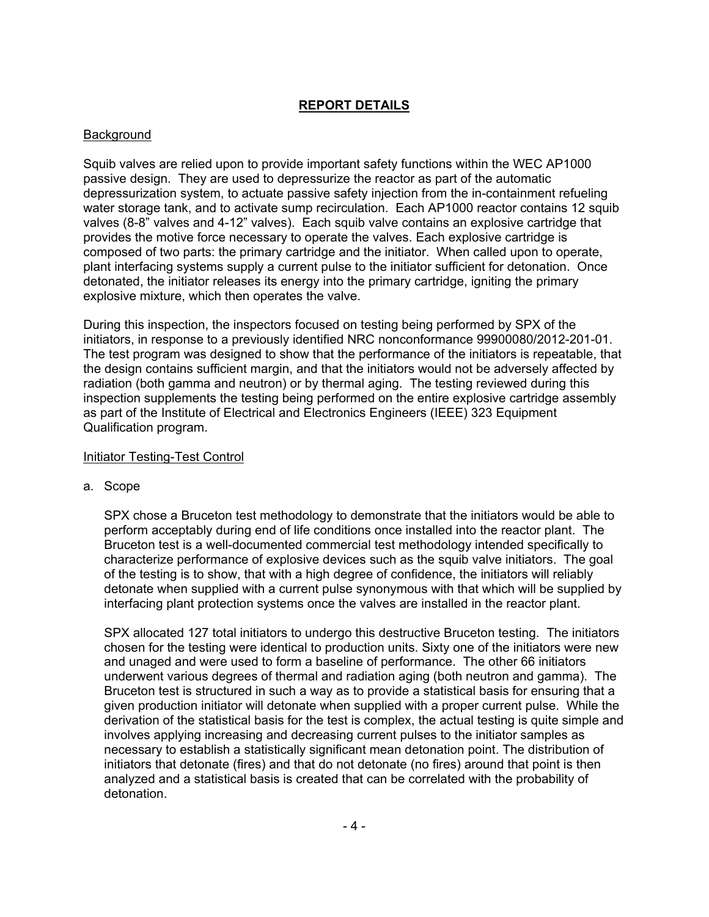## REPORT DETAILS

Background

Squib valves are relied upon to provide important safety functions within the WEC AP1000 passive design. They are used to depressurize the reactor as part of the automatic depressurization system, to actuate passive safety injection from the in-containment refueling water storage tank, and to activate sump recirculation. Each AP1000 reactor contains 12 squib valves (8-8" valves and 4-12" valves). Each squib valve contains an explosive cartridge that provides the motive force necessary to operate the valves. Each explosive cartridge is composed of two parts: the primary cartridge and the initiator. When called upon to operate, plant interfacing systems supply a current pulse to the initiator sufficient for detonation. Once detonated, the initiator releases its energy into the primary cartridge, igniting the primary explosive mixture, which then operates the valve.

During this inspection, the inspectors focused on testing being performed by SPX of the initiators, in response to a previously identified NRC nonconformance 99900080/2012-201-01. The test program was designed to show that the performance of the initiators is repeatable, that the design contains sufficient margin, and that the initiators would not be adversely affected by radiation (both gamma and neutron) or by thermal aging. The testing reviewed during this inspection supplements the testing being performed on the entire explosive cartridge assembly as part of the Institute of Electrical and Electronics Engineers (IEEE) 323 Equipment Qualification program.

Initiator Testing-Test Control

a. Scope

SPX chose a Bruceton test methodology to demonstrate that the initiators would be able to perform acceptably during end of life conditions once installed into the reactor plant. The Bruceton test is a well-documented commercial test methodology intended specifically to characterize performance of explosive devices such as the squib valve initiators. The goal of the testing is to show, that with a high degree of confidence, the initiators will reliably detonate when supplied with a current pulse synonymous with that which will be supplied by interfacing plant protection systems once the valves are installed in the reactor plant.

SPX allocated 127 total initiators to undergo this destructive Bruceton testing. The initiators chosen for the testing were identical to production units. Sixty one of the initiators were new and unaged and were used to form a baseline of performance. The other 66 initiators underwent various degrees of thermal and radiation aging (both neutron and gamma). The Bruceton test is structured in such a way as to provide a statistical basis for ensuring that a given production initiator will detonate when supplied with a proper current pulse. While the derivation of the statistical basis for the test is complex, the actual testing is quite simple and involves applying increasing and decreasing current pulses to the initiator samples as necessary to establish a statistically significant mean detonation point. The distribution of initiators that detonate (fires) and that do not detonate (no fires) around that point is then analyzed and a statistical basis is created that can be correlated with the probability of detonation.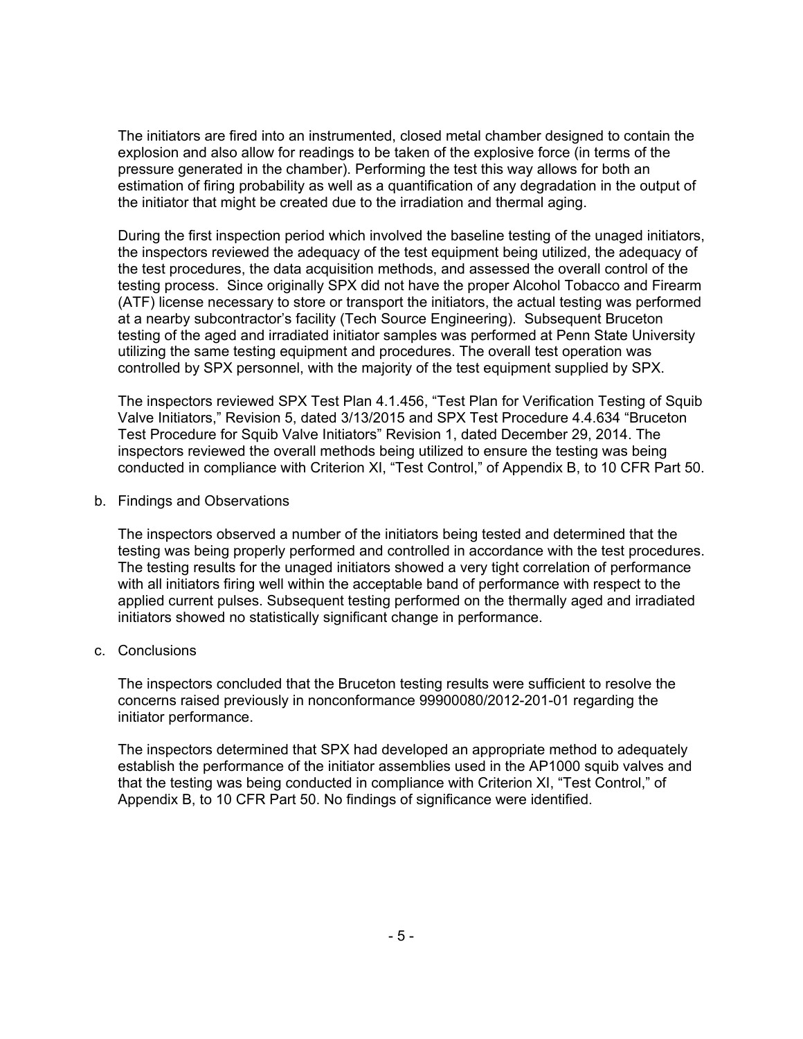The initiators are fired into an instrumented, closed metal chamber designed to contain the explosion and also allow for readings to be taken of the explosive force (in terms of the pressure generated in the chamber). Performing the test this way allows for both an estimation of firing probability as well as a quantification of any degradation in the output of the initiator that might be created due to the irradiation and thermal aging.

During the first inspection period which involved the baseline testing of the unaged initiators, the inspectors reviewed the adequacy of the test equipment being utilized, the adequacy of the test procedures, the data acquisition methods, and assessed the overall control of the testing process. Since originally SPX did not have the proper Alcohol Tobacco and Firearm (ATF) license necessary to store or transport the initiators, the actual testing was performed at a nearby subcontractor's facility (Tech Source Engineering). Subsequent Bruceton testing of the aged and irradiated initiator samples was performed at Penn State University utilizing the same testing equipment and procedures. The overall test operation was controlled by SPX personnel, with the majority of the test equipment supplied by SPX.

The inspectors reviewed SPX Test Plan 4.1.456, "Test Plan for Verification Testing of Squib Valve Initiators," Revision 5, dated 3/13/2015 and SPX Test Procedure 4.4.634 "Bruceton Test Procedure for Squib Valve Initiators" Revision 1, dated December 29, 2014. The inspectors reviewed the overall methods being utilized to ensure the testing was being conducted in compliance with Criterion XI, "Test Control," of Appendix B, to 10 CFR Part 50.

b. Findings and Observations

The inspectors observed a number of the initiators being tested and determined that the testing was being properly performed and controlled in accordance with the test procedures. The testing results for the unaged initiators showed a very tight correlation of performance with all initiators firing well within the acceptable band of performance with respect to the applied current pulses. Subsequent testing performed on the thermally aged and irradiated initiators showed no statistically significant change in performance.

c. Conclusions

The inspectors concluded that the Bruceton testing results were sufficient to resolve the concerns raised previously in nonconformance 99900080/2012-201-01 regarding the initiator performance.

The inspectors determined that SPX had developed an appropriate method to adequately establish the performance of the initiator assemblies used in the AP1000 squib valves and that the testing was being conducted in compliance with Criterion XI, "Test Control," of Appendix B, to 10 CFR Part 50. No findings of significance were identified.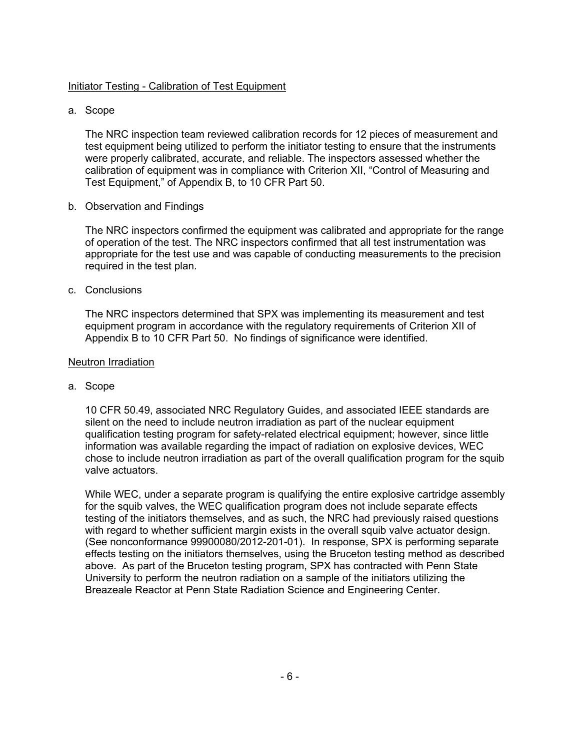Initiator Testing - Calibration of Test Equipment

a. Scope

The NRC inspection team reviewed calibration records for 12 pieces of measurement and test equipment being utilized to perform the initiator testing to ensure that the instruments were properly calibrated, accurate, and reliable. The inspectors assessed whether the calibration of equipment was in compliance with Criterion XII, "Control of Measuring and Test Equipment," of Appendix B, to 10 CFR Part 50.

b. Observation and Findings

The NRC inspectors confirmed the equipment was calibrated and appropriate for the range of operation of the test. The NRC inspectors confirmed that all test instrumentation was appropriate for the test use and was capable of conducting measurements to the precision required in the test plan.

c. Conclusions

The NRC inspectors determined that SPX was implementing its measurement and test equipment program in accordance with the regulatory requirements of Criterion XII of Appendix B to 10 CFR Part 50. No findings of significance were identified.

Neutron Irradiation

a. Scope

10 CFR 50.49, associated NRC Regulatory Guides, and associated IEEE standards are silent on the need to include neutron irradiation as part of the nuclear equipment qualification testing program for safety-related electrical equipment; however, since little information was available regarding the impact of radiation on explosive devices, WEC chose to include neutron irradiation as part of the overall qualification program for the squib valve actuators.

While WEC, under a separate program is qualifying the entire explosive cartridge assembly for the squib valves, the WEC qualification program does not include separate effects testing of the initiators themselves, and as such, the NRC had previously raised questions with regard to whether sufficient margin exists in the overall squib valve actuator design. (See nonconformance 99900080/2012-201-01). In response, SPX is performing separate effects testing on the initiators themselves, using the Bruceton testing method as described above. As part of the Bruceton testing program, SPX has contracted with Penn State University to perform the neutron radiation on a sample of the initiators utilizing the Breazeale Reactor at Penn State Radiation Science and Engineering Center.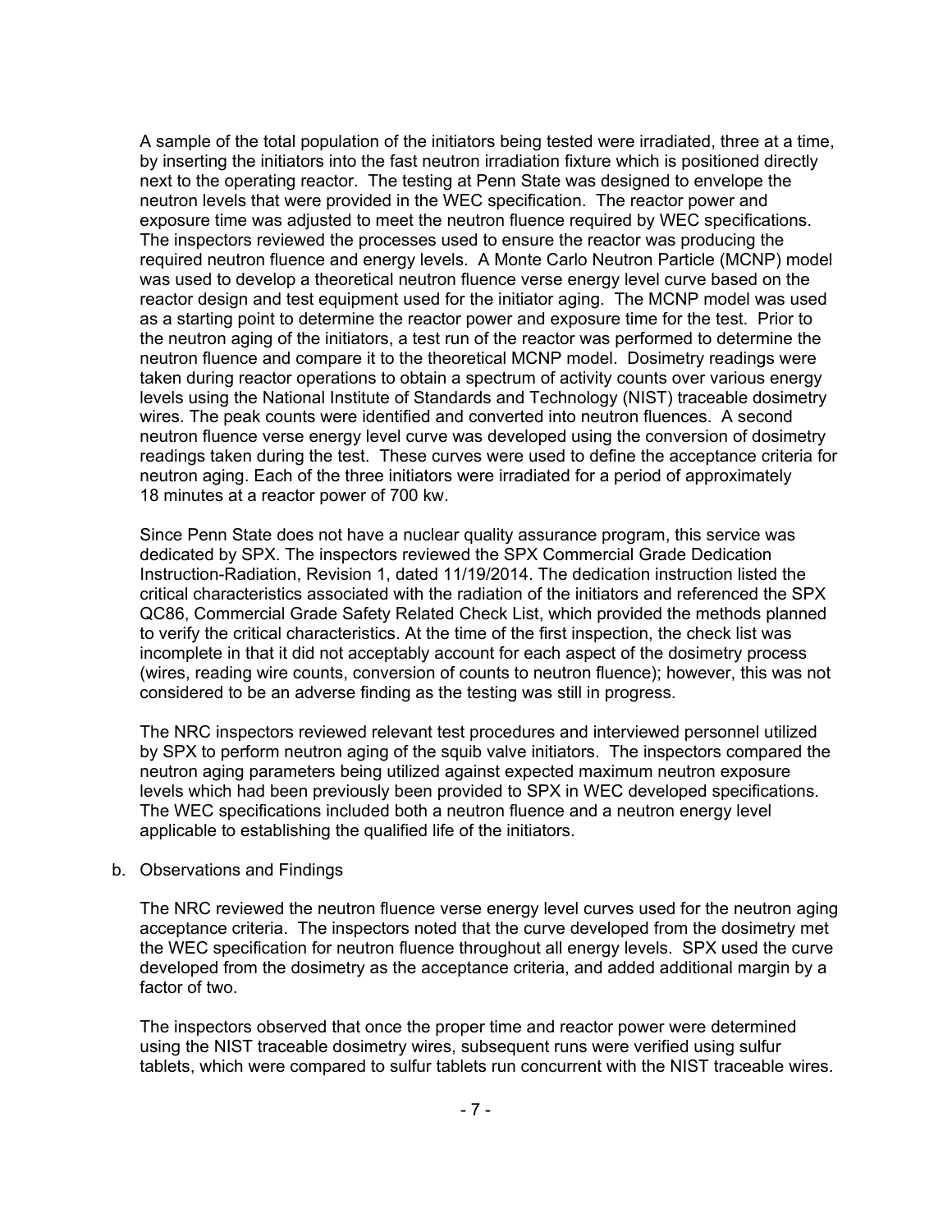A sample of the total population of the initiators being tested were irradiated, three at a time, by inserting the initiators into the fast neutron irradiation fixture which is positioned directly next to the operating reactor. The testing at Penn State was designed to envelope the neutron levels that were provided in the WEC specification. The reactor power and exposure time was adjusted to meet the neutron fluence required by WEC specifications. The inspectors reviewed the processes used to ensure the reactor was producing the required neutron fluence and energy levels. A Monte Carlo Neutron Particle (MCNP) model was used to develop a theoretical neutron fluence verse energy level curve based on the reactor design and test equipment used for the initiator aging. The MCNP model was used as a starting point to determine the reactor power and exposure time for the test. Prior to the neutron aging of the initiators, a test run of the reactor was performed to determine the neutron fluence and compare it to the theoretical MCNP model. Dosimetry readings were taken during reactor operations to obtain a spectrum of activity counts over various energy levels using the National Institute of Standards and Technology (NIST) traceable dosimetry wires. The peak counts were identified and converted into neutron fluences. A second neutron fluence verse energy level curve was developed using the conversion of dosimetry readings taken during the test. These curves were used to define the acceptance criteria for neutron aging. Each of the three initiators were irradiated for a period of approximately 18 minutes at a reactor power of 700 kw.

Since Penn State does not have a nuclear quality assurance program, this service was dedicated by SPX. The inspectors reviewed the SPX Commercial Grade Dedication Instruction-Radiation, Revision 1, dated 11/19/2014. The dedication instruction listed the critical characteristics associated with the radiation of the initiators and referenced the SPX QC86, Commercial Grade Safety Related Check List, which provided the methods planned to verify the critical characteristics. At the time of the first inspection, the check list was incomplete in that it did not acceptably account for each aspect of the dosimetry process (wires, reading wire counts, conversion of counts to neutron fluence); however, this was not considered to be an adverse finding as the testing was still in progress.

The NRC inspectors reviewed relevant test procedures and interviewed personnel utilized by SPX to perform neutron aging of the squib valve initiators. The inspectors compared the neutron aging parameters being utilized against expected maximum neutron exposure levels which had been previously been provided to SPX in WEC developed specifications. The WEC specifications included both a neutron fluence and a neutron energy level applicable to establishing the qualified life of the initiators.

b. Observations and Findings

The NRC reviewed the neutron fluence verse energy level curves used for the neutron aging acceptance criteria. The inspectors noted that the curve developed from the dosimetry met the WEC specification for neutron fluence throughout all energy levels. SPX used the curve developed from the dosimetry as the acceptance criteria, and added additional margin by a factor of two.

The inspectors observed that once the proper time and reactor power were determined using the NIST traceable dosimetry wires, subsequent runs were verified using sulfur tablets, which were compared to sulfur tablets run concurrent with the NIST traceable wires.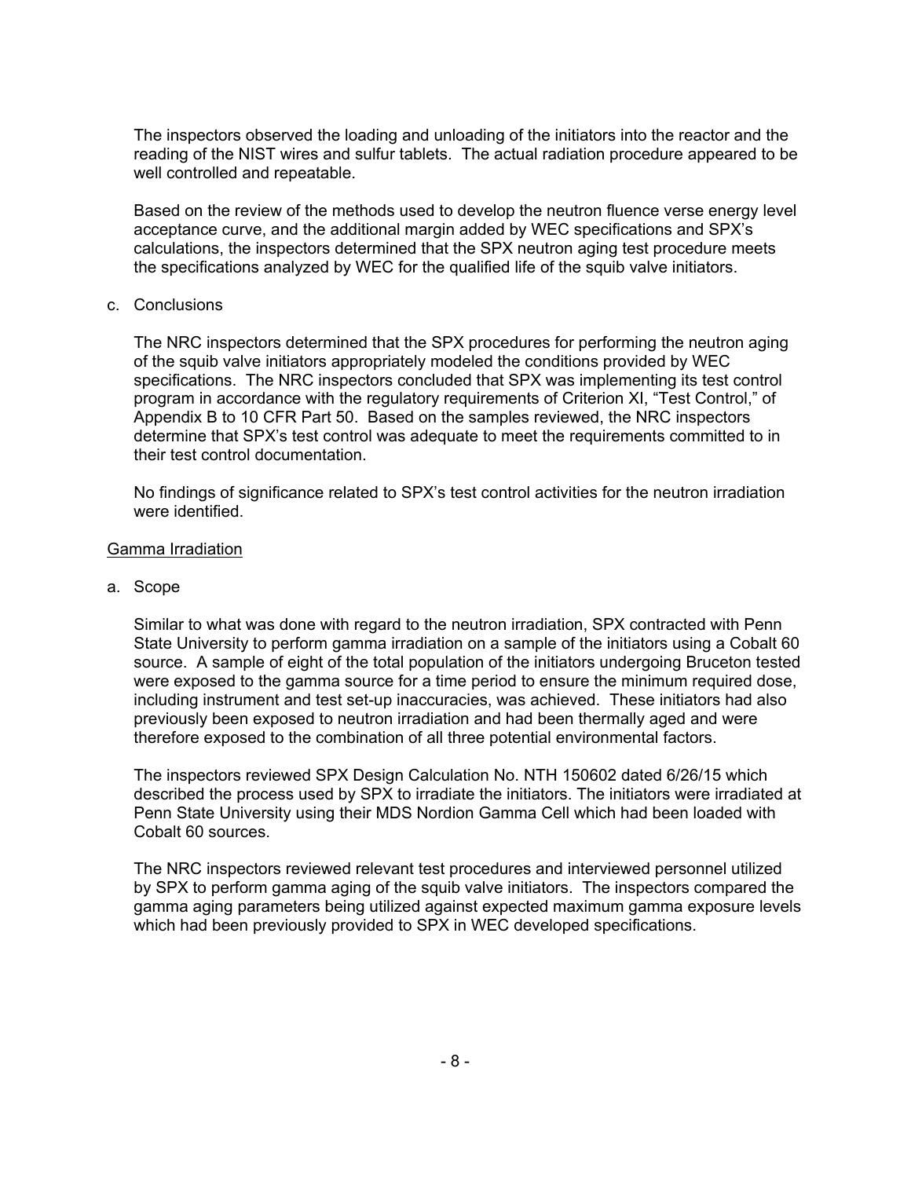The inspectors observed the loading and unloading of the initiators into the reactor and the reading of the NIST wires and sulfur tablets. The actual radiation procedure appeared to be well controlled and repeatable.

Based on the review of the methods used to develop the neutron fluence verse energy level acceptance curve, and the additional margin added by WEC specifications and SPX's calculations, the inspectors determined that the SPX neutron aging test procedure meets the specifications analyzed by WEC for the qualified life of the squib valve initiators.

c. Conclusions

The NRC inspectors determined that the SPX procedures for performing the neutron aging of the squib valve initiators appropriately modeled the conditions provided by WEC specifications. The NRC inspectors concluded that SPX was implementing its test control program in accordance with the regulatory requirements of Criterion XI, "Test Control," of Appendix B to 10 CFR Part 50. Based on the samples reviewed, the NRC inspectors determine that SPX's test control was adequate to meet the requirements committed to in their test control documentation.

No findings of significance related to SPX's test control activities for the neutron irradiation were identified.

Gamma Irradiation

a. Scope

Similar to what was done with regard to the neutron irradiation, SPX contracted with Penn State University to perform gamma irradiation on a sample of the initiators using a Cobalt 60 source. A sample of eight of the total population of the initiators undergoing Bruceton tested were exposed to the gamma source for a time period to ensure the minimum required dose, including instrument and test set-up inaccuracies, was achieved. These initiators had also previously been exposed to neutron irradiation and had been thermally aged and were therefore exposed to the combination of all three potential environmental factors.

The inspectors reviewed SPX Design Calculation No. NTH 150602 dated 6/26/15 which described the process used by SPX to irradiate the initiators. The initiators were irradiated at Penn State University using their MDS Nordion Gamma Cell which had been loaded with Cobalt 60 sources.

The NRC inspectors reviewed relevant test procedures and interviewed personnel utilized by SPX to perform gamma aging of the squib valve initiators. The inspectors compared the gamma aging parameters being utilized against expected maximum gamma exposure levels which had been previously provided to SPX in WEC developed specifications.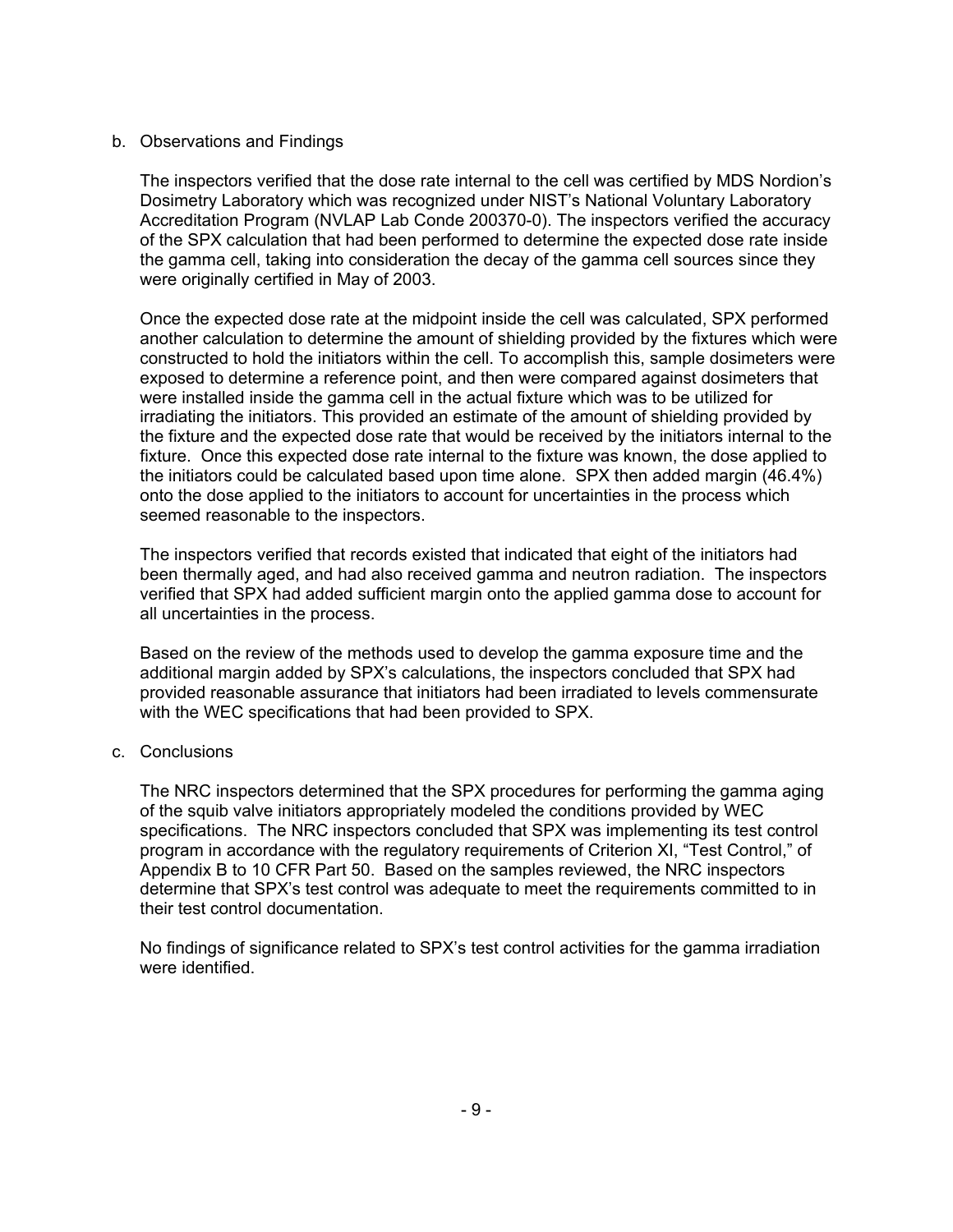b. Observations and Findings

The inspectors verified that the dose rate internal to the cell was certified by MDS Nordion's Dosimetry Laboratory which was recognized under NIST's National Voluntary Laboratory Accreditation Program (NVLAP Lab Conde 200370-0). The inspectors verified the accuracy of the SPX calculation that had been performed to determine the expected dose rate inside the gamma cell, taking into consideration the decay of the gamma cell sources since they were originally certified in May of 2003.

Once the expected dose rate at the midpoint inside the cell was calculated, SPX performed another calculation to determine the amount of shielding provided by the fixtures which were constructed to hold the initiators within the cell. To accomplish this, sample dosimeters were exposed to determine a reference point, and then were compared against dosimeters that were installed inside the gamma cell in the actual fixture which was to be utilized for irradiating the initiators. This provided an estimate of the amount of shielding provided by the fixture and the expected dose rate that would be received by the initiators internal to the fixture. Once this expected dose rate internal to the fixture was known, the dose applied to the initiators could be calculated based upon time alone. SPX then added margin (46.4%) onto the dose applied to the initiators to account for uncertainties in the process which seemed reasonable to the inspectors.

The inspectors verified that records existed that indicated that eight of the initiators had been thermally aged, and had also received gamma and neutron radiation. The inspectors verified that SPX had added sufficient margin onto the applied gamma dose to account for all uncertainties in the process.

Based on the review of the methods used to develop the gamma exposure time and the additional margin added by SPX's calculations, the inspectors concluded that SPX had provided reasonable assurance that initiators had been irradiated to levels commensurate with the WEC specifications that had been provided to SPX.

c. Conclusions

The NRC inspectors determined that the SPX procedures for performing the gamma aging of the squib valve initiators appropriately modeled the conditions provided by WEC specifications. The NRC inspectors concluded that SPX was implementing its test control program in accordance with the regulatory requirements of Criterion XI, "Test Control," of Appendix B to 10 CFR Part 50. Based on the samples reviewed, the NRC inspectors determine that SPX's test control was adequate to meet the requirements committed to in their test control documentation.

No findings of significance related to SPX's test control activities for the gamma irradiation were identified.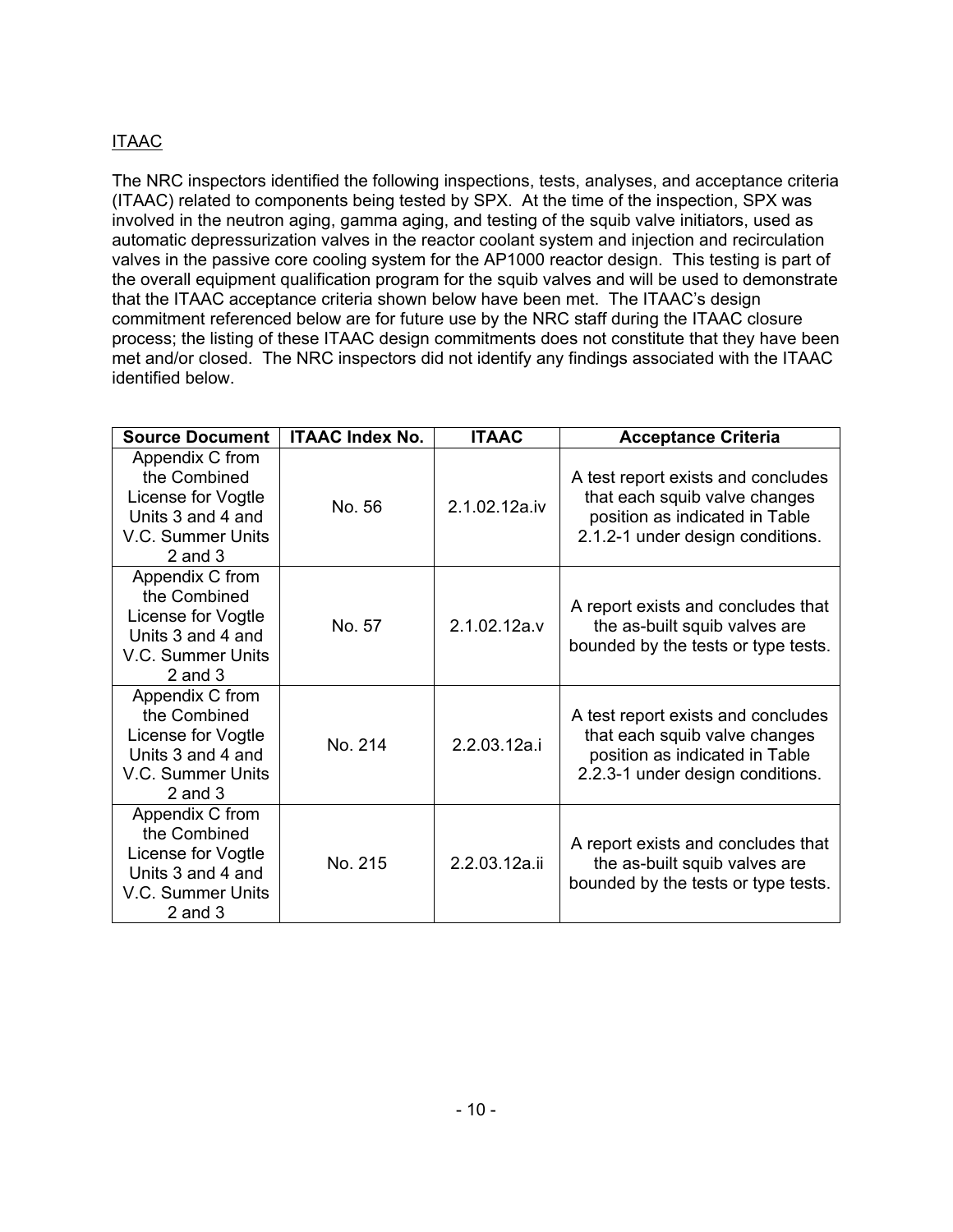## ITAAC

The NRC inspectors identified the following inspections, tests, analyses, and acceptance criteria (ITAAC) related to components being tested by SPX. At the time of the inspection, SPX was involved in the neutron aging, gamma aging, and testing of the squib valve initiators, used as automatic depressurization valves in the reactor coolant system and injection and recirculation valves in the passive core cooling system for the AP1000 reactor design. This testing is part of the overall equipment qualification program for the squib valves and will be used to demonstrate that the ITAAC acceptance criteria shown below have been met. The ITAAC's design commitment referenced below are for future use by the NRC staff during the ITAAC closure process; the listing of these ITAAC design commitments does not constitute that they have been met and/or closed. The NRC inspectors did not identify any findings associated with the ITAAC identified below.

| Source Document | ITAAC Index No. | ITAAC | Acceptance Criteria |
|---|---|---|---|
| Appendix C from the Combined License for Vogtle Units 3 and 4 and V.C. Summer Units 2 and 3 | No. 56 | 2.1.02.12a.iv | A test report exists and concludes that each squib valve changes position as indicated in Table 2.1.2-1 under design conditions. |
| Appendix C from the Combined License for Vogtle Units 3 and 4 and V.C. Summer Units 2 and 3 | No. 57 | 2.1.02.12a.v | A report exists and concludes that the as-built squib valves are bounded by the tests or type tests. |
| Appendix C from the Combined License for Vogtle Units 3 and 4 and V.C. Summer Units 2 and 3 | No. 214 | 2.2.03.12a.i | A test report exists and concludes that each squib valve changes position as indicated in Table 2.2.3-1 under design conditions. |
| Appendix C from the Combined License for Vogtle Units 3 and 4 and V.C. Summer Units 2 and 3 | No. 215 | 2.2.03.12a.ii | A report exists and concludes that the as-built squib valves are bounded by the tests or type tests. |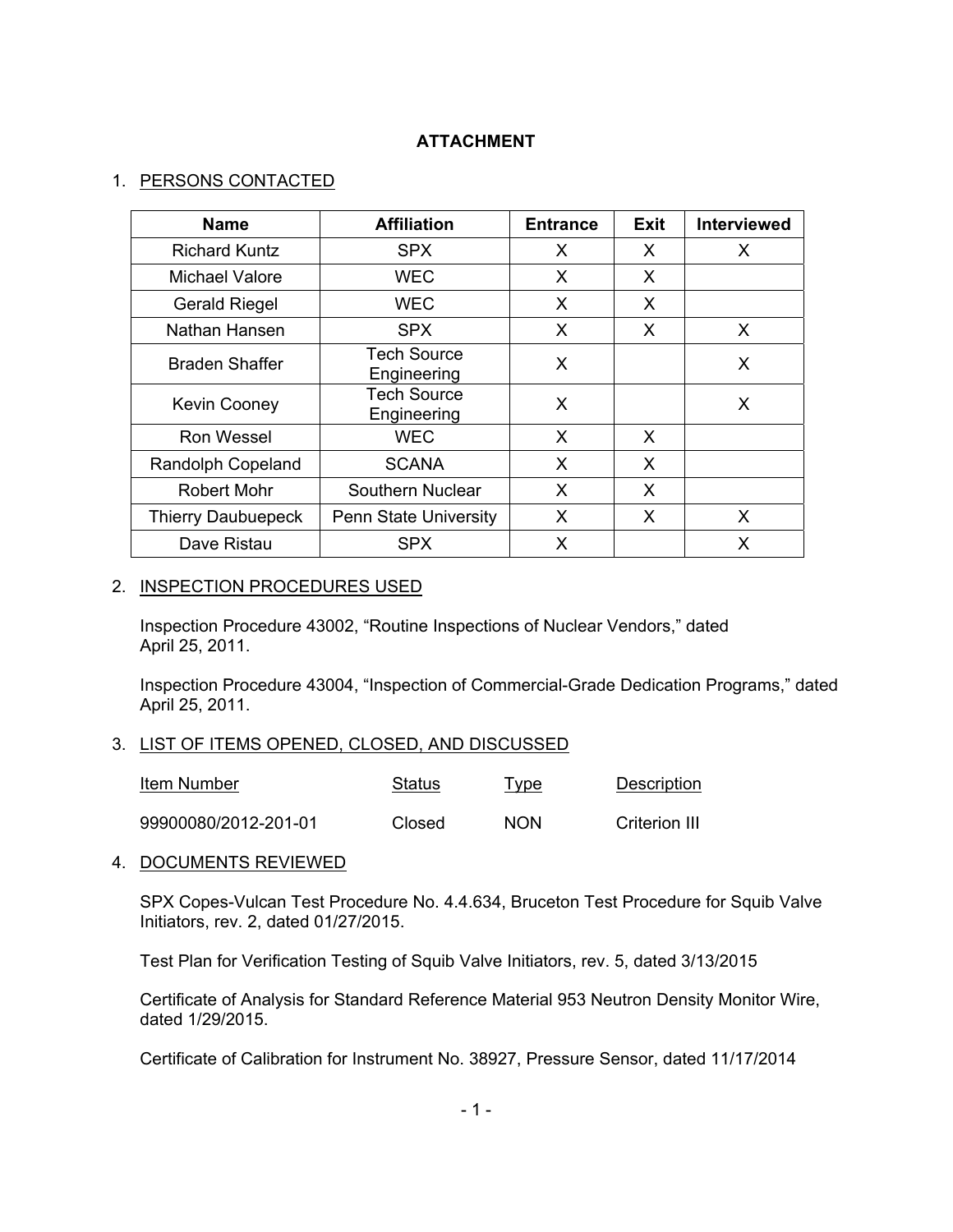# ATTACHMENT

1. PERSONS CONTACTED

| Name | Affiliation | Entrance | Exit | Interviewed |
|---|---|---|---|---|
| Richard Kuntz | SPX | X | X | X |
| Michael Valore | WEC | X | X | |
| Gerald Riegel | WEC | X | X | |
| Nathan Hansen | SPX | X | X | X |
| Braden Shaffer | Tech Source Engineering | X | | X |
| Kevin Cooney | Tech Source Engineering | X | | X |
| Ron Wessel | WEC | X | X | |
| Randolph Copeland | SCANA | X | X | |
| Robert Mohr | Southern Nuclear | X | X | |
| Thierry Daubuepeck | Penn State University | X | X | X |
| Dave Ristau | SPX | X | | X |

2. INSPECTION PROCEDURES USED

Inspection Procedure 43002, "Routine Inspections of Nuclear Vendors," dated April 25, 2011.

Inspection Procedure 43004, "Inspection of Commercial-Grade Dedication Programs," dated April 25, 2011.

3. LIST OF ITEMS OPENED, CLOSED, AND DISCUSSED

| Item Number | Status | Type | Description |
|---|---|---|---|
| 99900080/2012-201-01 | Closed | NON | Criterion III |

4. DOCUMENTS REVIEWED

SPX Copes-Vulcan Test Procedure No. 4.4.634, Bruceton Test Procedure for Squib Valve Initiators, rev. 2, dated 01/27/2015.

Test Plan for Verification Testing of Squib Valve Initiators, rev. 5, dated 3/13/2015

Certificate of Analysis for Standard Reference Material 953 Neutron Density Monitor Wire, dated 1/29/2015.

Certificate of Calibration for Instrument No. 38927, Pressure Sensor, dated 11/17/2014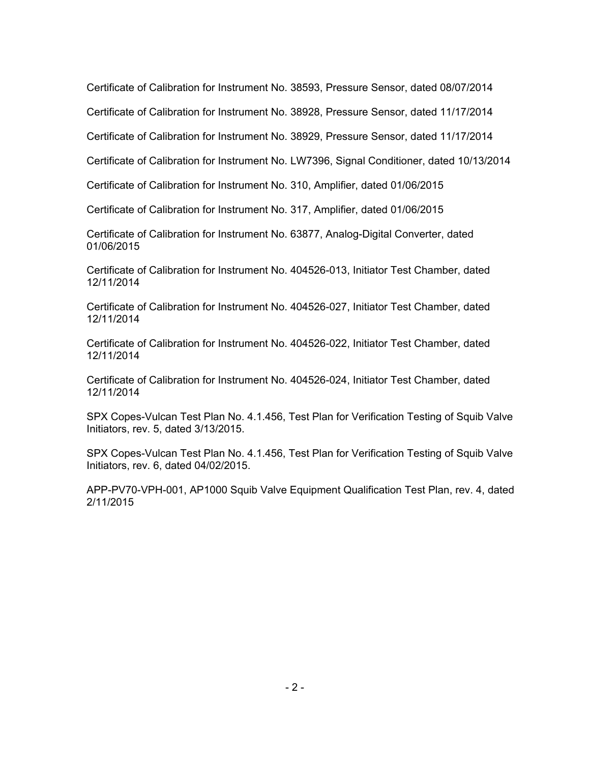Certificate of Calibration for Instrument No. 38593, Pressure Sensor, dated 08/07/2014

Certificate of Calibration for Instrument No. 38928, Pressure Sensor, dated 11/17/2014

Certificate of Calibration for Instrument No. 38929, Pressure Sensor, dated 11/17/2014

Certificate of Calibration for Instrument No. LW7396, Signal Conditioner, dated 10/13/2014

Certificate of Calibration for Instrument No. 310, Amplifier, dated 01/06/2015

Certificate of Calibration for Instrument No. 317, Amplifier, dated 01/06/2015

Certificate of Calibration for Instrument No. 63877, Analog-Digital Converter, dated 01/06/2015

Certificate of Calibration for Instrument No. 404526-013, Initiator Test Chamber, dated 12/11/2014

Certificate of Calibration for Instrument No. 404526-027, Initiator Test Chamber, dated 12/11/2014

Certificate of Calibration for Instrument No. 404526-022, Initiator Test Chamber, dated 12/11/2014

Certificate of Calibration for Instrument No. 404526-024, Initiator Test Chamber, dated 12/11/2014

SPX Copes-Vulcan Test Plan No. 4.1.456, Test Plan for Verification Testing of Squib Valve Initiators, rev. 5, dated 3/13/2015.

SPX Copes-Vulcan Test Plan No. 4.1.456, Test Plan for Verification Testing of Squib Valve Initiators, rev. 6, dated 04/02/2015.

APP-PV70-VPH-001, AP1000 Squib Valve Equipment Qualification Test Plan, rev. 4, dated 2/11/2015